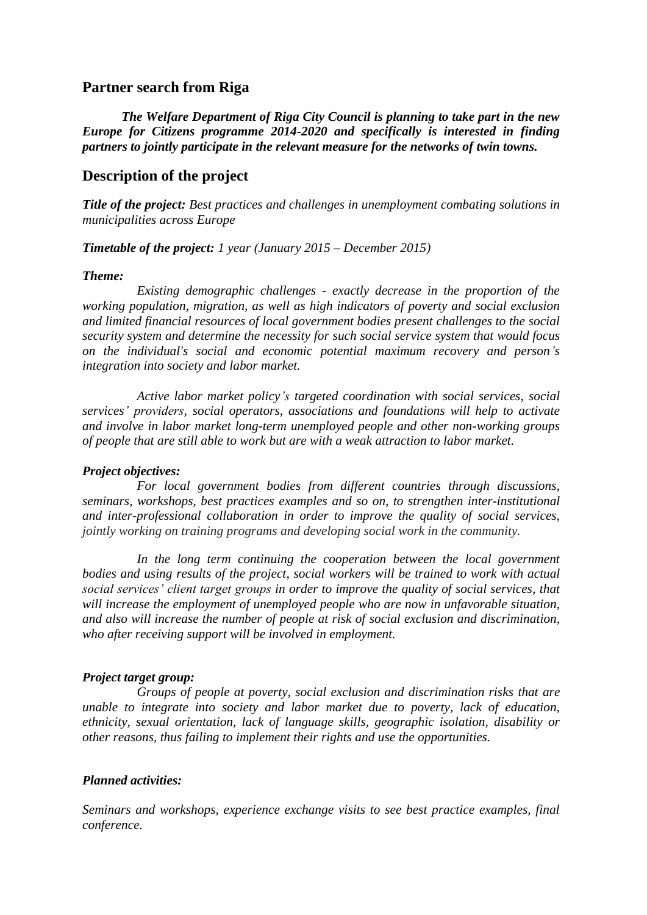## Partner search from Riga

***The Welfare Department of Riga City Council is planning to take part in the new Europe for Citizens programme 2014-2020 and specifically is interested in finding partners to jointly participate in the relevant measure for the networks of twin towns.***

## Description of the project

***Title of the project:*** *Best practices and challenges in unemployment combating solutions in municipalities across Europe*

***Timetable of the project:*** *1 year (January 2015 – December 2015)*

***Theme:***

*Existing demographic challenges - exactly decrease in the proportion of the working population, migration, as well as high indicators of poverty and social exclusion and limited financial resources of local government bodies present challenges to the social security system and determine the necessity for such social service system that would focus on the individual's social and economic potential maximum recovery and person's integration into society and labor market.*

*Active labor market policy's targeted coordination with social services, social services' providers, social operators, associations and foundations will help to activate and involve in labor market long-term unemployed people and other non-working groups of people that are still able to work but are with a weak attraction to labor market.*

***Project objectives:***

*For local government bodies from different countries through discussions, seminars, workshops, best practices examples and so on, to strengthen inter-institutional and inter-professional collaboration in order to improve the quality of social services, jointly working on training programs and developing social work in the community.*

*In the long term continuing the cooperation between the local government bodies and using results of the project, social workers will be trained to work with actual social services' client target groups in order to improve the quality of social services, that will increase the employment of unemployed people who are now in unfavorable situation, and also will increase the number of people at risk of social exclusion and discrimination, who after receiving support will be involved in employment.*

***Project target group:***

*Groups of people at poverty, social exclusion and discrimination risks that are unable to integrate into society and labor market due to poverty, lack of education, ethnicity, sexual orientation, lack of language skills, geographic isolation, disability or other reasons, thus failing to implement their rights and use the opportunities.*

***Planned activities:***

*Seminars and workshops, experience exchange visits to see best practice examples, final conference.*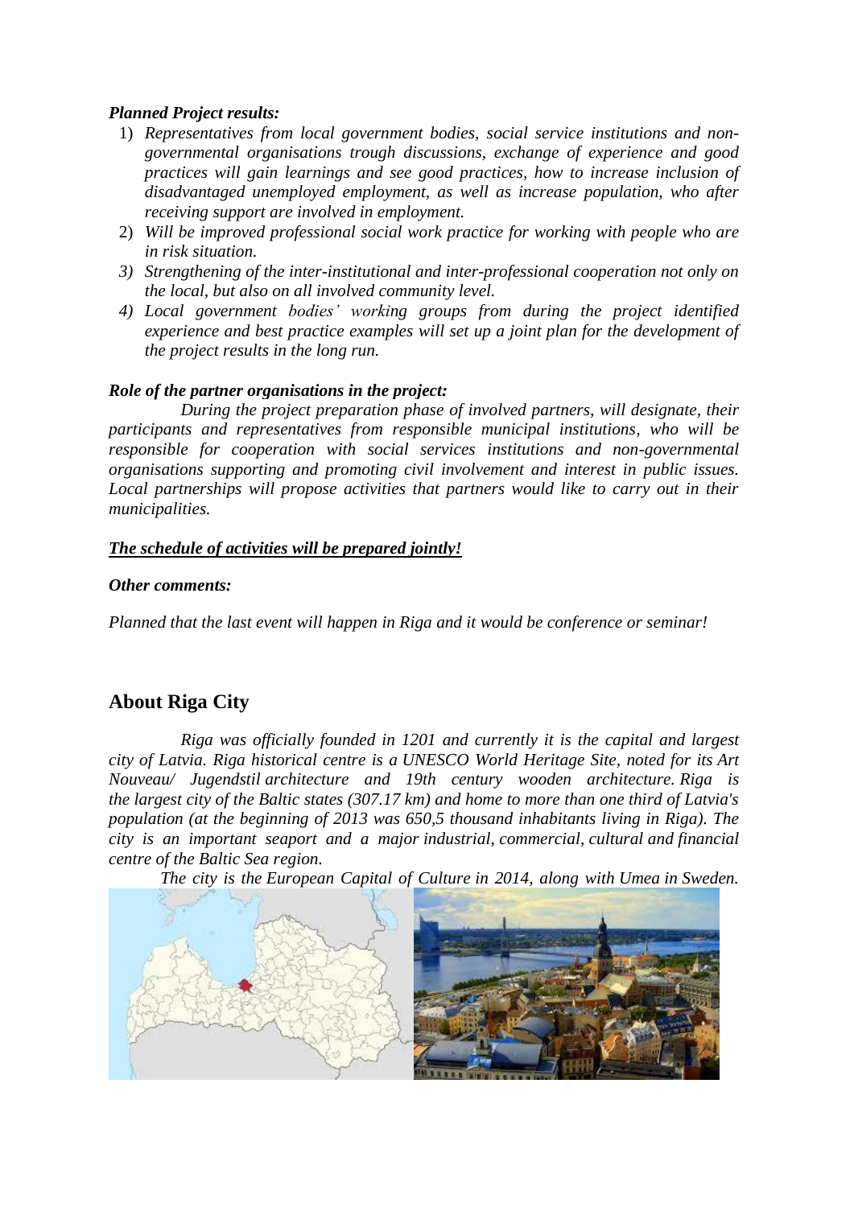***Planned Project results:***

1) *Representatives from local government bodies, social service institutions and non-governmental organisations trough discussions, exchange of experience and good practices will gain learnings and see good practices, how to increase inclusion of disadvantaged unemployed employment, as well as increase population, who after receiving support are involved in employment.*
2) *Will be improved professional social work practice for working with people who are in risk situation.*
3) *Strengthening of the inter-institutional and inter-professional cooperation not only on the local, but also on all involved community level.*
4) *Local government bodies' working groups from during the project identified experience and best practice examples will set up a joint plan for the development of the project results in the long run.*

***Role of the partner organisations in the project:***

*During the project preparation phase of involved partners, will designate, their participants and representatives from responsible municipal institutions, who will be responsible for cooperation with social services institutions and non-governmental organisations supporting and promoting civil involvement and interest in public issues. Local partnerships will propose activities that partners would like to carry out in their municipalities.*

***The schedule of activities will be prepared jointly!***

***Other comments:***

*Planned that the last event will happen in Riga and it would be conference or seminar!*

## About Riga City

*Riga was officially founded in 1201 and currently it is the capital and largest city of Latvia. Riga historical centre is a UNESCO World Heritage Site, noted for its Art Nouveau/ Jugendstil architecture and 19th century wooden architecture. Riga is the largest city of the Baltic states (307.17 km) and home to more than one third of Latvia's population (at the beginning of 2013 was 650,5 thousand inhabitants living in Riga). The city is an important seaport and a major industrial, commercial, cultural and financial centre of the Baltic Sea region.*

*The city is the European Capital of Culture in 2014, along with Umea in Sweden.*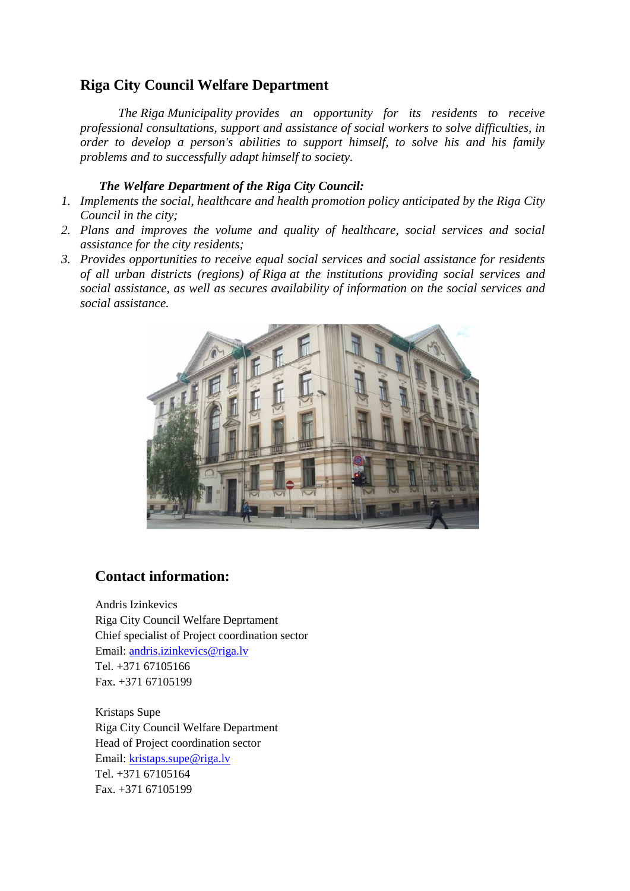## Riga City Council Welfare Department

*The Riga Municipality provides an opportunity for its residents to receive professional consultations, support and assistance of social workers to solve difficulties, in order to develop a person's abilities to support himself, to solve his and his family problems and to successfully adapt himself to society.*

***The Welfare Department of the Riga City Council:***

1. *Implements the social, healthcare and health promotion policy anticipated by the Riga City Council in the city;*
2. *Plans and improves the volume and quality of healthcare, social services and social assistance for the city residents;*
3. *Provides opportunities to receive equal social services and social assistance for residents of all urban districts (regions) of Riga at the institutions providing social services and social assistance, as well as secures availability of information on the social services and social assistance.*

## Contact information:

Andris Izinkevics
Riga City Council Welfare Deprtament
Chief specialist of Project coordination sector
Email: andris.izinkevics@riga.lv
Tel. +371 67105166
Fax. +371 67105199

Kristaps Supe
Riga City Council Welfare Department
Head of Project coordination sector
Email: kristaps.supe@riga.lv
Tel. +371 67105164
Fax. +371 67105199